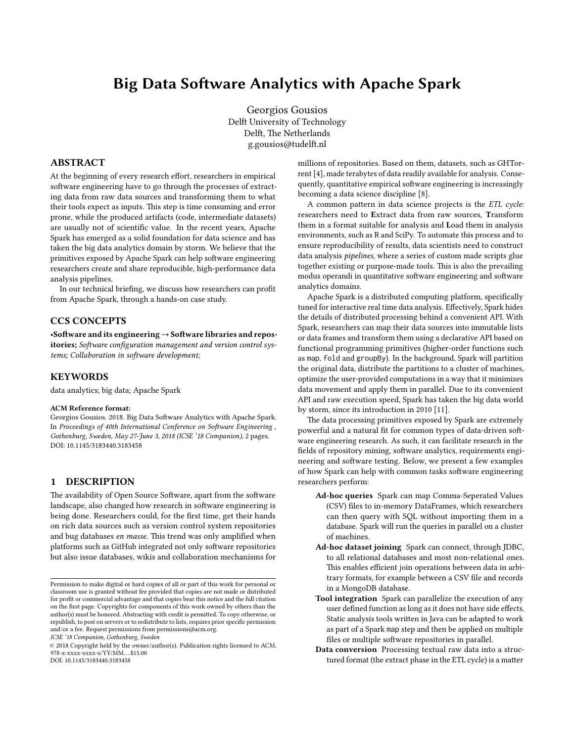# Big Data Software Analytics with Apache Spark

Georgios Gousios
Delft University of Technology
Delft, The Netherlands
g.gousios@tudelft.nl

## ABSTRACT

At the beginning of every research effort, researchers in empirical software engineering have to go through the processes of extracting data from raw data sources and transforming them to what their tools expect as inputs. This step is time consuming and error prone, while the produced artifacts (code, intermediate datasets) are usually not of scientific value. In the recent years, Apache Spark has emerged as a solid foundation for data science and has taken the big data analytics domain by storm. We believe that the primitives exposed by Apache Spark can help software engineering researchers create and share reproducible, high-performance data analysis pipelines.

In our technical briefing, we discuss how researchers can profit from Apache Spark, through a hands-on case study.

## CCS CONCEPTS

•**Software and its engineering → Software libraries and repositories;** *Software configuration management and version control systems; Collaboration in software development;*

## KEYWORDS

data analytics; big data; Apache Spark

**ACM Reference format:**
Georgios Gousios. 2018. Big Data Software Analytics with Apache Spark. In *Proceedings of 40th International Conference on Software Engineering , Gothenburg, Sweden, May 27-June 3, 2018 (ICSE '18 Companion)*, 2 pages.
DOI: 10.1145/3183440.3183458

## 1 DESCRIPTION

The availability of Open Source Software, apart from the software landscape, also changed how research in software engineering is being done. Researchers could, for the first time, get their hands on rich data sources such as version control system repositories and bug databases *en masse*. This trend was only amplified when platforms such as GitHub integrated not only software repositories but also issue databases, wikis and collaboration mechanisms for millions of repositories. Based on them, datasets, such as GHTorrent [4], made terabytes of data readily available for analysis. Consequently, quantitative empirical software engineering is increasingly becoming a data science discipline [8].

A common pattern in data science projects is the *ETL cycle*: researchers need to **E**xtract data from raw sources, **T**ransform them in a format suitable for analysis and **L**oad them in analysis environments, such as R and SciPy. To automate this process and to ensure reproducibility of results, data scientists need to construct data analysis *pipelines*, where a series of custom made scripts glue together existing or purpose-made tools. This is also the prevailing modus operandi in quantitative software engineering and software analytics domains.

Apache Spark is a distributed computing platform, specifically tuned for interactive real time data analysis. Effectively, Spark hides the details of distributed processing behind a convenient API. With Spark, researchers can map their data sources into immutable lists or data frames and transform them using a declarative API based on functional programming primitives (higher-order functions such as `map`, `fold` and `groupBy`). In the background, Spark will partition the original data, distribute the partitions to a cluster of machines, optimize the user-provided computations in a way that it minimizes data movement and apply them in parallel. Due to its convenient API and raw execution speed, Spark has taken the big data world by storm, since its introduction in 2010 [11].

The data processing primitives exposed by Spark are extremely powerful and a natural fit for common types of data-driven software engineering research. As such, it can facilitate research in the fields of repository mining, software analytics, requirements engineering and software testing. Below, we present a few examples of how Spark can help with common tasks software engineering researchers perform:

- **Ad-hoc queries** Spark can map Comma-Seperated Values (CSV) files to in-memory DataFrames, which researchers can then query with SQL without importing them in a database. Spark will run the queries in parallel on a cluster of machines.
- **Ad-hoc dataset joining** Spark can connect, through JDBC, to all relational databases and most non-relational ones. This enables efficient join operations between data in arbitrary formats, for example between a CSV file and records in a MongoDB database.
- **Tool integration** Spark can parallelize the execution of any user defined function as long as it does not have side effects. Static analysis tools written in Java can be adapted to work as part of a Spark `map` step and then be applied on multiple files or multiple software repositories in parallel.
- **Data conversion** Processing textual raw data into a structured format (the extract phase in the ETL cycle) is a matter

---

Permission to make digital or hard copies of all or part of this work for personal or classroom use is granted without fee provided that copies are not made or distributed for profit or commercial advantage and that copies bear this notice and the full citation on the first page. Copyrights for components of this work owned by others than the author(s) must be honored. Abstracting with credit is permitted. To copy otherwise, or republish, to post on servers or to redistribute to lists, requires prior specific permission and/or a fee. Request permissions from permissions@acm.org.
*ICSE '18 Companion, Gothenburg, Sweden*
© 2018 Copyright held by the owner/author(s). Publication rights licensed to ACM. 978-x-xxxx-xxxx-x/YY/MM...$15.00
DOI: 10.1145/3183440.3183458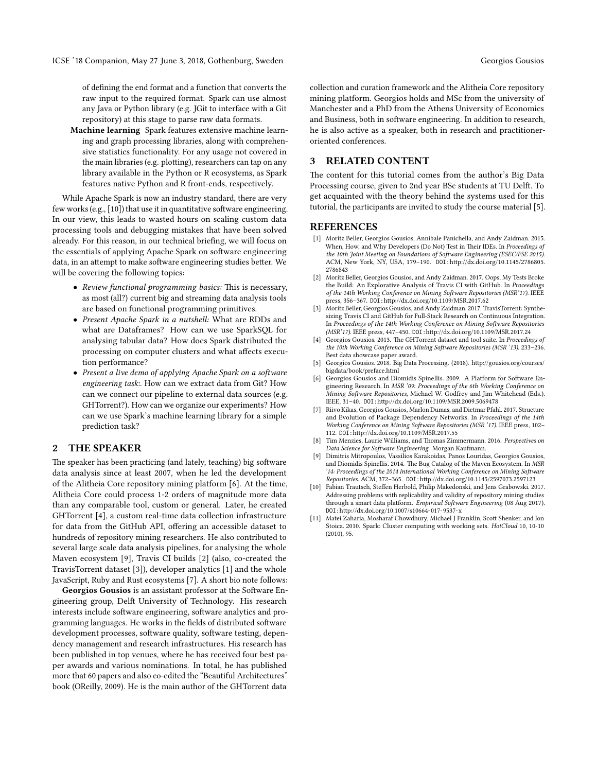of defining the end format and a function that converts the raw input to the required format. Spark can use almost any Java or Python library (e.g. JGit to interface with a Git repository) at this stage to parse raw data formats.

**Machine learning** Spark features extensive machine learning and graph processing libraries, along with comprehensive statistics functionality. For any usage not covered in the main libraries (e.g. plotting), researchers can tap on any library available in the Python or R ecosystems, as Spark features native Python and R front-ends, respectively.

While Apache Spark is now an industry standard, there are very few works (e.g., [10]) that use it in quantitative software engineering. In our view, this leads to wasted hours on scaling custom data processing tools and debugging mistakes that have been solved already. For this reason, in our technical briefing, we will focus on the essentials of applying Apache Spark on software engineering data, in an attempt to make software engineering studies better. We will be covering the following topics:

- *Review functional programming basics:* This is necessary, as most (all?) current big and streaming data analysis tools are based on functional programming primitives.
- *Present Apache Spark in a nutshell:* What are RDDs and what are Dataframes? How can we use SparkSQL for analysing tabular data? How does Spark distributed the processing on computer clusters and what affects execution performance?
- *Present a live demo of applying Apache Spark on a software engineering task:*. How can we extract data from Git? How can we connect our pipeline to external data sources (e.g. GHTorrent?). How can we organize our experiments? How can we use Spark's machine learning library for a simple prediction task?

## 2 THE SPEAKER

The speaker has been practicing (and lately, teaching) big software data analysis since at least 2007, when he led the development of the Alitheia Core repository mining platform [6]. At the time, Alitheia Core could process 1-2 orders of magnitude more data than any comparable tool, custom or general. Later, he created GHTorrent [4], a custom real-time data collection infrastructure for data from the GitHub API, offering an accessible dataset to hundreds of repository mining researchers. He also contributed to several large scale data analysis pipelines, for analysing the whole Maven ecosystem [9], Travis CI builds [2] (also, co-created the TravisTorrent dataset [3]), developer analytics [1] and the whole JavaScript, Ruby and Rust ecosystems [7]. A short bio note follows:

**Georgios Gousios** is an assistant professor at the Software Engineering group, Delft University of Technology. His research interests include software engineering, software analytics and programming languages. He works in the fields of distributed software development processes, software quality, software testing, dependency management and research infrastructures. His research has been published in top venues, where he has received four best paper awards and various nominations. In total, he has published more that 60 papers and also co-edited the "Beautiful Architectures" book (OReilly, 2009). He is the main author of the GHTorrent data collection and curation framework and the Alitheia Core repository mining platform. Georgios holds and MSc from the university of Manchester and a PhD from the Athens University of Economics and Business, both in software engineering. In addition to research, he is also active as a speaker, both in research and practitioner-oriented conferences.

## 3 RELATED CONTENT

The content for this tutorial comes from the author's Big Data Processing course, given to 2nd year BSc students at TU Delft. To get acquainted with the theory behind the systems used for this tutorial, the participants are invited to study the course material [5].

## REFERENCES

[1] Moritz Beller, Georgios Gousios, Annibale Panichella, and Andy Zaidman. 2015. When, How, and Why Developers (Do Not) Test in Their IDEs. In *Proceedings of the 10th Joint Meeting on Foundations of Software Engineering (ESEC/FSE 2015)*. ACM, New York, NY, USA, 179–190. DOI: http://dx.doi.org/10.1145/2786805.2786843

[2] Moritz Beller, Georgios Gousios, and Andy Zaidman. 2017. Oops, My Tests Broke the Build: An Explorative Analysis of Travis CI with GitHub. In *Proceedings of the 14th Working Conference on Mining Software Repositories (MSR'17)*. IEEE press, 356–367. DOI: http://dx.doi.org/10.1109/MSR.2017.62

[3] Moritz Beller, Georgios Gousios, and Andy Zaidman. 2017. TravisTorrent: Synthesizing Travis CI and GitHub for Full-Stack Research on Continuous Integration. In *Proceedings of the 14th Working Conference on Mining Software Repositories (MSR'17)*. IEEE press, 447–450. DOI: http://dx.doi.org/10.1109/MSR.2017.24

[4] Georgios Gousios. 2013. The GHTorrent dataset and tool suite. In *Proceedings of the 10th Working Conference on Mining Software Repositories (MSR '13)*. 233–236. Best data showcase paper award.

[5] Georgios Gousios. 2018. Big Data Processing. (2018). http://gousios.org/courses/bigdata/book/preface.html

[6] Georgios Gousios and Diomidis Spinellis. 2009. A Platform for Software Engineering Research. In *MSR '09: Proceedings of the 6th Working Conference on Mining Software Repositories*, Michael W. Godfrey and Jim Whitehead (Eds.). IEEE, 31–40. DOI: http://dx.doi.org/10.1109/MSR.2009.5069478

[7] Riivo Kikas, Georgios Gousios, Marlon Dumas, and Dietmar Pfahl. 2017. Structure and Evolution of Package Dependency Networks. In *Proceedings of the 14th Working Conference on Mining Software Repositories (MSR '17)*. IEEE press, 102–112. DOI: http://dx.doi.org/10.1109/MSR.2017.55

[8] Tim Menzies, Laurie Williams, and Thomas Zimmermann. 2016. *Perspectives on Data Science for Software Engineering*. Morgan Kaufmann.

[9] Dimitris Mitropoulos, Vassilios Karakoidas, Panos Louridas, Georgios Gousios, and Diomidis Spinellis. 2014. The Bug Catalog of the Maven Ecosystem. In *MSR '14: Proceedings of the 2014 International Working Conference on Mining Software Repositories*. ACM, 372–365. DOI: http://dx.doi.org/10.1145/2597073.2597123

[10] Fabian Trautsch, Steffen Herbold, Philip Makedonski, and Jens Grabowski. 2017. Addressing problems with replicability and validity of repository mining studies through a smart data platform. *Empirical Software Engineering* (08 Aug 2017). DOI: http://dx.doi.org/10.1007/s10664-017-9537-x

[11] Matei Zaharia, Mosharaf Chowdhury, Michael J Franklin, Scott Shenker, and Ion Stoica. 2010. Spark: Cluster computing with working sets. *HotCloud* 10, 10-10 (2010), 95.